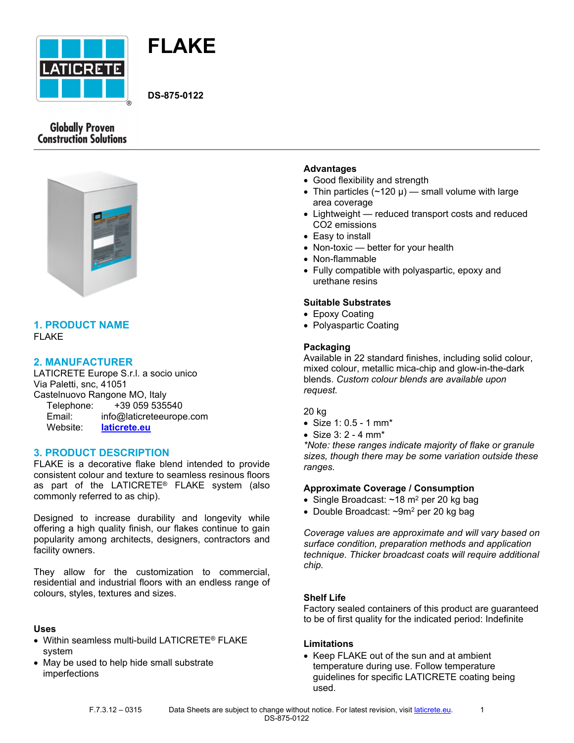# FLAKE

**DS-875-0122**

Globally Proven Construction Solutions

## 1. PRODUCT NAME

FLAKE

## 2. MANUFACTURER

LATICRETE Europe S.r.l. a socio unico
Via Paletti, snc, 41051
Castelnuovo Rangone MO, Italy

Telephone: +39 059 535540
Email: info@laticreteeurope.com
Website: [laticrete.eu](laticrete.eu)

## 3. PRODUCT DESCRIPTION

FLAKE is a decorative flake blend intended to provide consistent colour and texture to seamless resinous floors as part of the LATICRETE® FLAKE system (also commonly referred to as chip).

Designed to increase durability and longevity while offering a high quality finish, our flakes continue to gain popularity among architects, designers, contractors and facility owners.

They allow for the customization to commercial, residential and industrial floors with an endless range of colours, styles, textures and sizes.

### Uses

- Within seamless multi-build LATICRETE® FLAKE system
- May be used to help hide small substrate imperfections

### Advantages

- Good flexibility and strength
- Thin particles (~120 µ) — small volume with large area coverage
- Lightweight — reduced transport costs and reduced $CO_2$ emissions
- Easy to install
- Non-toxic — better for your health
- Non-flammable
- Fully compatible with polyaspartic, epoxy and urethane resins

### Suitable Substrates

- Epoxy Coating
- Polyaspartic Coating

### Packaging

Available in 22 standard finishes, including solid colour, mixed colour, metallic mica-chip and glow-in-the-dark blends. *Custom colour blends are available upon request.*

20 kg

- Size 1: 0.5 - 1 mm*
- Size 3: 2 - 4 mm*

*\*Note: these ranges indicate majority of flake or granule sizes, though there may be some variation outside these ranges.*

### Approximate Coverage / Consumption

- Single Broadcast: ~18 $m^2$ per 20 kg bag
- Double Broadcast: ~9$m^2$ per 20 kg bag

*Coverage values are approximate and will vary based on surface condition, preparation methods and application technique. Thicker broadcast coats will require additional chip.*

### Shelf Life

Factory sealed containers of this product are guaranteed to be of first quality for the indicated period: Indefinite

### Limitations

- Keep FLAKE out of the sun and at ambient temperature during use. Follow temperature guidelines for specific LATICRETE coating being used.

F.7.3.12 – 0315 Data Sheets are subject to change without notice. For latest revision, visit [laticrete.eu](laticrete.eu).
DS-875-0122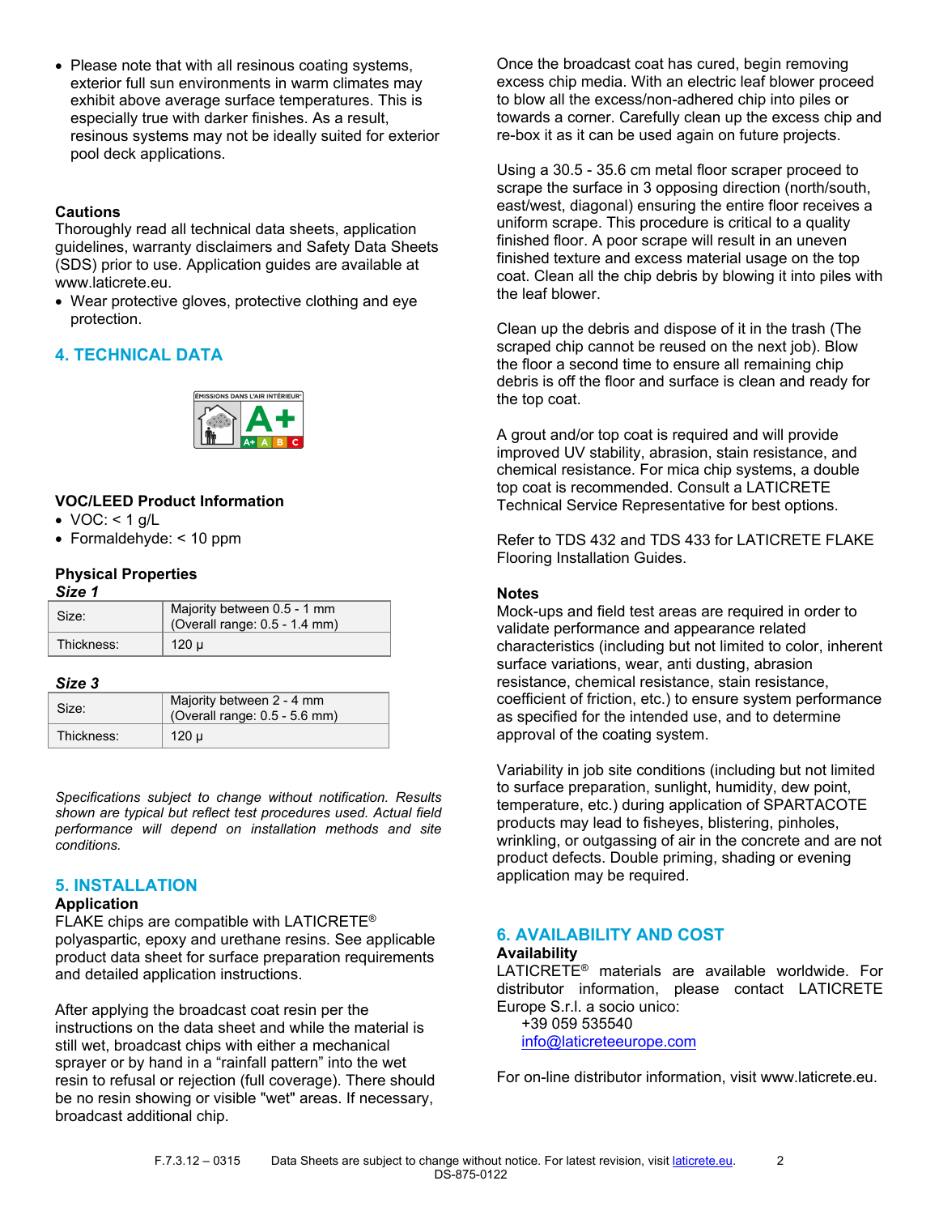- Please note that with all resinous coating systems, exterior full sun environments in warm climates may exhibit above average surface temperatures. This is especially true with darker finishes. As a result, resinous systems may not be ideally suited for exterior pool deck applications.

### Cautions

Thoroughly read all technical data sheets, application guidelines, warranty disclaimers and Safety Data Sheets (SDS) prior to use. Application guides are available at www.laticrete.eu.

- Wear protective gloves, protective clothing and eye protection.

## 4. TECHNICAL DATA

### VOC/LEED Product Information

- VOC: < 1 g/L
- Formaldehyde: < 10 ppm

### Physical Properties

***Size 1***

| Size: | Majority between 0.5 - 1 mm (Overall range: 0.5 - 1.4 mm) |
|---|---|
| Thickness: | 120 µ |

***Size 3***

| Size: | Majority between 2 - 4 mm (Overall range: 0.5 - 5.6 mm) |
|---|---|
| Thickness: | 120 µ |

*Specifications subject to change without notification. Results shown are typical but reflect test procedures used. Actual field performance will depend on installation methods and site conditions.*

## 5. INSTALLATION

### Application

FLAKE chips are compatible with LATICRETE® polyaspartic, epoxy and urethane resins. See applicable product data sheet for surface preparation requirements and detailed application instructions.

After applying the broadcast coat resin per the instructions on the data sheet and while the material is still wet, broadcast chips with either a mechanical sprayer or by hand in a “rainfall pattern” into the wet resin to refusal or rejection (full coverage). There should be no resin showing or visible "wet" areas. If necessary, broadcast additional chip.

Once the broadcast coat has cured, begin removing excess chip media. With an electric leaf blower proceed to blow all the excess/non-adhered chip into piles or towards a corner. Carefully clean up the excess chip and re-box it as it can be used again on future projects.

Using a 30.5 - 35.6 cm metal floor scraper proceed to scrape the surface in 3 opposing direction (north/south, east/west, diagonal) ensuring the entire floor receives a uniform scrape. This procedure is critical to a quality finished floor. A poor scrape will result in an uneven finished texture and excess material usage on the top coat. Clean all the chip debris by blowing it into piles with the leaf blower.

Clean up the debris and dispose of it in the trash (The scraped chip cannot be reused on the next job). Blow the floor a second time to ensure all remaining chip debris is off the floor and surface is clean and ready for the top coat.

A grout and/or top coat is required and will provide improved UV stability, abrasion, stain resistance, and chemical resistance. For mica chip systems, a double top coat is recommended. Consult a LATICRETE Technical Service Representative for best options.

Refer to TDS 432 and TDS 433 for LATICRETE FLAKE Flooring Installation Guides.

### Notes

Mock-ups and field test areas are required in order to validate performance and appearance related characteristics (including but not limited to color, inherent surface variations, wear, anti dusting, abrasion resistance, chemical resistance, stain resistance, coefficient of friction, etc.) to ensure system performance as specified for the intended use, and to determine approval of the coating system.

Variability in job site conditions (including but not limited to surface preparation, sunlight, humidity, dew point, temperature, etc.) during application of SPARTACOTE products may lead to fisheyes, blistering, pinholes, wrinkling, or outgassing of air in the concrete and are not product defects. Double priming, shading or evening application may be required.

## 6. AVAILABILITY AND COST

### Availability

LATICRETE® materials are available worldwide. For distributor information, please contact LATICRETE Europe S.r.l. a socio unico:

+39 059 535540
info@laticreteeurope.com

For on-line distributor information, visit www.laticrete.eu.

F.7.3.12 – 0315 Data Sheets are subject to change without notice. For latest revision, visit laticrete.eu.
DS-875-0122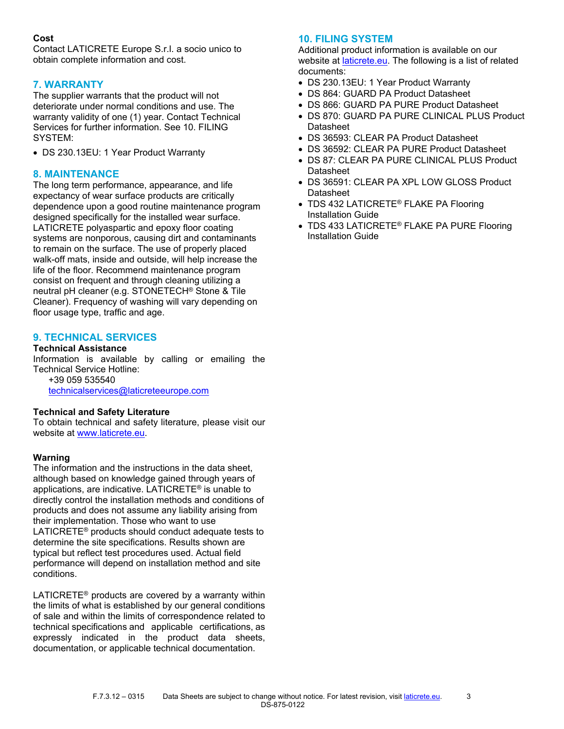**Cost**
Contact LATICRETE Europe S.r.l. a socio unico to obtain complete information and cost.

## 7. WARRANTY

The supplier warrants that the product will not deteriorate under normal conditions and use. The warranty validity of one (1) year. Contact Technical Services for further information. See 10. FILING SYSTEM:

- DS 230.13EU: 1 Year Product Warranty

## 8. MAINTENANCE

The long term performance, appearance, and life expectancy of wear surface products are critically dependence upon a good routine maintenance program designed specifically for the installed wear surface. LATICRETE polyaspartic and epoxy floor coating systems are nonporous, causing dirt and contaminants to remain on the surface. The use of properly placed walk-off mats, inside and outside, will help increase the life of the floor. Recommend maintenance program consist on frequent and through cleaning utilizing a neutral pH cleaner (e.g. STONETECH® Stone & Tile Cleaner). Frequency of washing will vary depending on floor usage type, traffic and age.

## 9. TECHNICAL SERVICES

**Technical Assistance**
Information is available by calling or emailing the Technical Service Hotline:

+39 059 535540
technicalservices@laticreteeurope.com

**Technical and Safety Literature**
To obtain technical and safety literature, please visit our website at www.laticrete.eu.

**Warning**
The information and the instructions in the data sheet, although based on knowledge gained through years of applications, are indicative. LATICRETE® is unable to directly control the installation methods and conditions of products and does not assume any liability arising from their implementation. Those who want to use LATICRETE® products should conduct adequate tests to determine the site specifications. Results shown are typical but reflect test procedures used. Actual field performance will depend on installation method and site conditions.

LATICRETE® products are covered by a warranty within the limits of what is established by our general conditions of sale and within the limits of correspondence related to technical specifications and applicable certifications, as expressly indicated in the product data sheets, documentation, or applicable technical documentation.

## 10. FILING SYSTEM

Additional product information is available on our website at laticrete.eu. The following is a list of related documents:

- DS 230.13EU: 1 Year Product Warranty
- DS 864: GUARD PA Product Datasheet
- DS 866: GUARD PA PURE Product Datasheet
- DS 870: GUARD PA PURE CLINICAL PLUS Product Datasheet
- DS 36593: CLEAR PA Product Datasheet
- DS 36592: CLEAR PA PURE Product Datasheet
- DS 87: CLEAR PA PURE CLINICAL PLUS Product Datasheet
- DS 36591: CLEAR PA XPL LOW GLOSS Product Datasheet
- TDS 432 LATICRETE® FLAKE PA Flooring Installation Guide
- TDS 433 LATICRETE® FLAKE PA PURE Flooring Installation Guide

F.7.3.12 – 0315 Data Sheets are subject to change without notice. For latest revision, visit laticrete.eu.
DS-875-0122